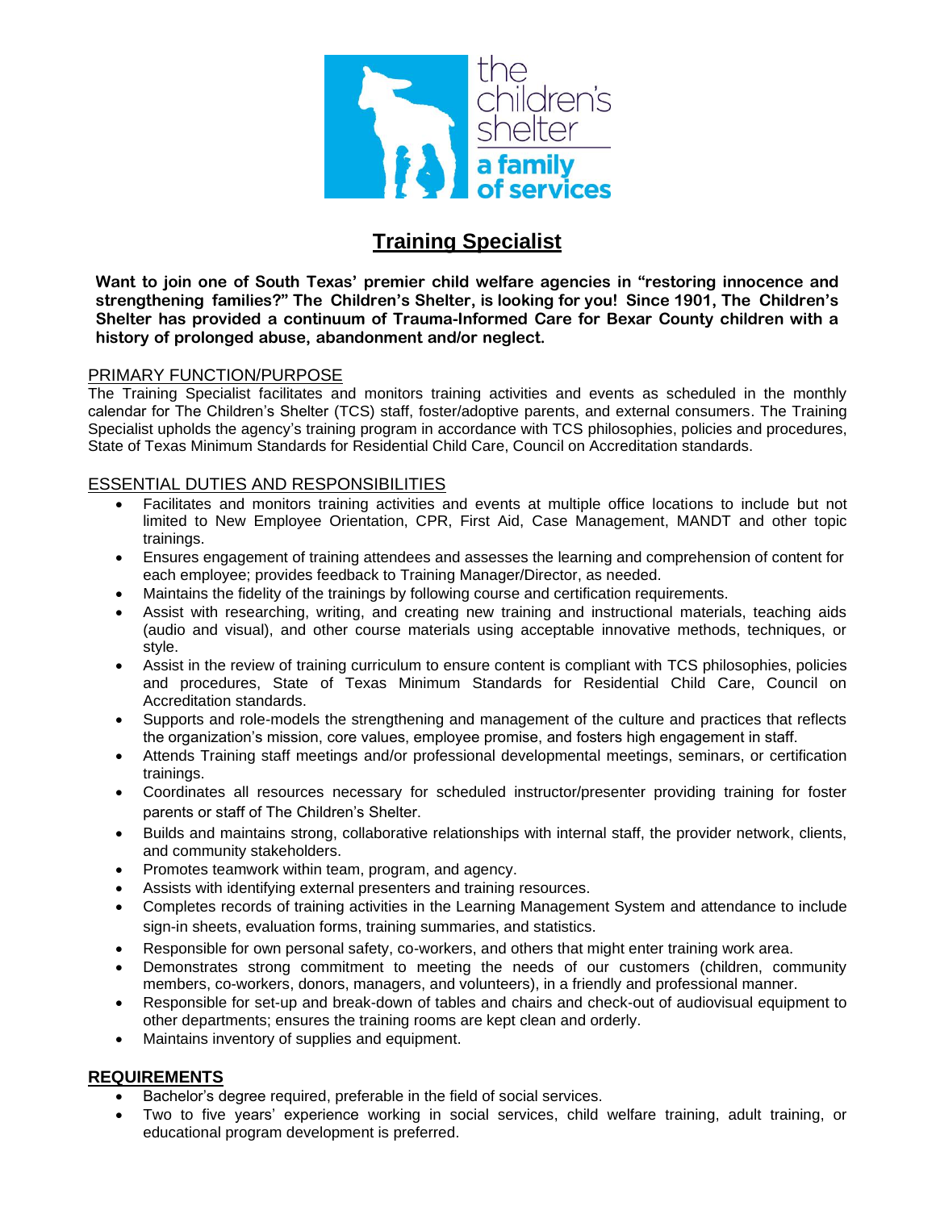the children's shelter

a family of services

# Training Specialist

**Want to join one of South Texas' premier child welfare agencies in "restoring innocence and strengthening families?" The Children's Shelter, is looking for you! Since 1901, The Children's Shelter has provided a continuum of Trauma-Informed Care for Bexar County children with a history of prolonged abuse, abandonment and/or neglect.**

## PRIMARY FUNCTION/PURPOSE

The Training Specialist facilitates and monitors training activities and events as scheduled in the monthly calendar for The Children's Shelter (TCS) staff, foster/adoptive parents, and external consumers. The Training Specialist upholds the agency's training program in accordance with TCS philosophies, policies and procedures, State of Texas Minimum Standards for Residential Child Care, Council on Accreditation standards.

## ESSENTIAL DUTIES AND RESPONSIBILITIES

- Facilitates and monitors training activities and events at multiple office locations to include but not limited to New Employee Orientation, CPR, First Aid, Case Management, MANDT and other topic trainings.
- Ensures engagement of training attendees and assesses the learning and comprehension of content for each employee; provides feedback to Training Manager/Director, as needed.
- Maintains the fidelity of the trainings by following course and certification requirements.
- Assist with researching, writing, and creating new training and instructional materials, teaching aids (audio and visual), and other course materials using acceptable innovative methods, techniques, or style.
- Assist in the review of training curriculum to ensure content is compliant with TCS philosophies, policies and procedures, State of Texas Minimum Standards for Residential Child Care, Council on Accreditation standards.
- Supports and role-models the strengthening and management of the culture and practices that reflects the organization's mission, core values, employee promise, and fosters high engagement in staff.
- Attends Training staff meetings and/or professional developmental meetings, seminars, or certification trainings.
- Coordinates all resources necessary for scheduled instructor/presenter providing training for foster parents or staff of The Children's Shelter.
- Builds and maintains strong, collaborative relationships with internal staff, the provider network, clients, and community stakeholders.
- Promotes teamwork within team, program, and agency.
- Assists with identifying external presenters and training resources.
- Completes records of training activities in the Learning Management System and attendance to include sign-in sheets, evaluation forms, training summaries, and statistics.
- Responsible for own personal safety, co-workers, and others that might enter training work area.
- Demonstrates strong commitment to meeting the needs of our customers (children, community members, co-workers, donors, managers, and volunteers), in a friendly and professional manner.
- Responsible for set-up and break-down of tables and chairs and check-out of audiovisual equipment to other departments; ensures the training rooms are kept clean and orderly.
- Maintains inventory of supplies and equipment.

## REQUIREMENTS

- Bachelor's degree required, preferable in the field of social services.
- Two to five years' experience working in social services, child welfare training, adult training, or educational program development is preferred.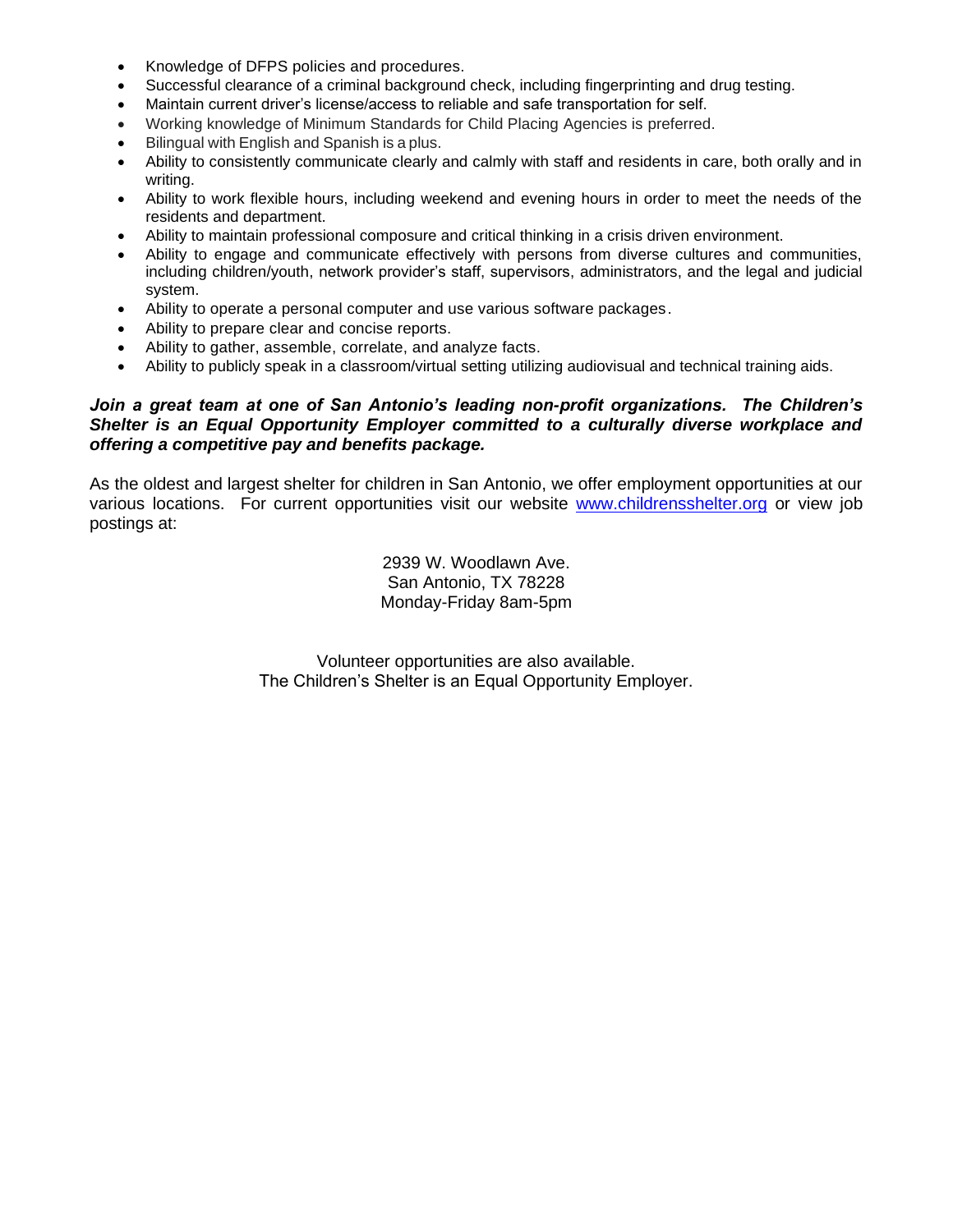- Knowledge of DFPS policies and procedures.
- Successful clearance of a criminal background check, including fingerprinting and drug testing.
- Maintain current driver's license/access to reliable and safe transportation for self.
- Working knowledge of Minimum Standards for Child Placing Agencies is preferred.
- Bilingual with English and Spanish is a plus.
- Ability to consistently communicate clearly and calmly with staff and residents in care, both orally and in writing.
- Ability to work flexible hours, including weekend and evening hours in order to meet the needs of the residents and department.
- Ability to maintain professional composure and critical thinking in a crisis driven environment.
- Ability to engage and communicate effectively with persons from diverse cultures and communities, including children/youth, network provider's staff, supervisors, administrators, and the legal and judicial system.
- Ability to operate a personal computer and use various software packages.
- Ability to prepare clear and concise reports.
- Ability to gather, assemble, correlate, and analyze facts.
- Ability to publicly speak in a classroom/virtual setting utilizing audiovisual and technical training aids.

***Join a great team at one of San Antonio's leading non-profit organizations. The Children's Shelter is an Equal Opportunity Employer committed to a culturally diverse workplace and offering a competitive pay and benefits package.***

As the oldest and largest shelter for children in San Antonio, we offer employment opportunities at our various locations. For current opportunities visit our website [www.childrensshelter.org](http://www.childrensshelter.org) or view job postings at:

2939 W. Woodlawn Ave.
San Antonio, TX 78228
Monday-Friday 8am-5pm

Volunteer opportunities are also available.
The Children's Shelter is an Equal Opportunity Employer.